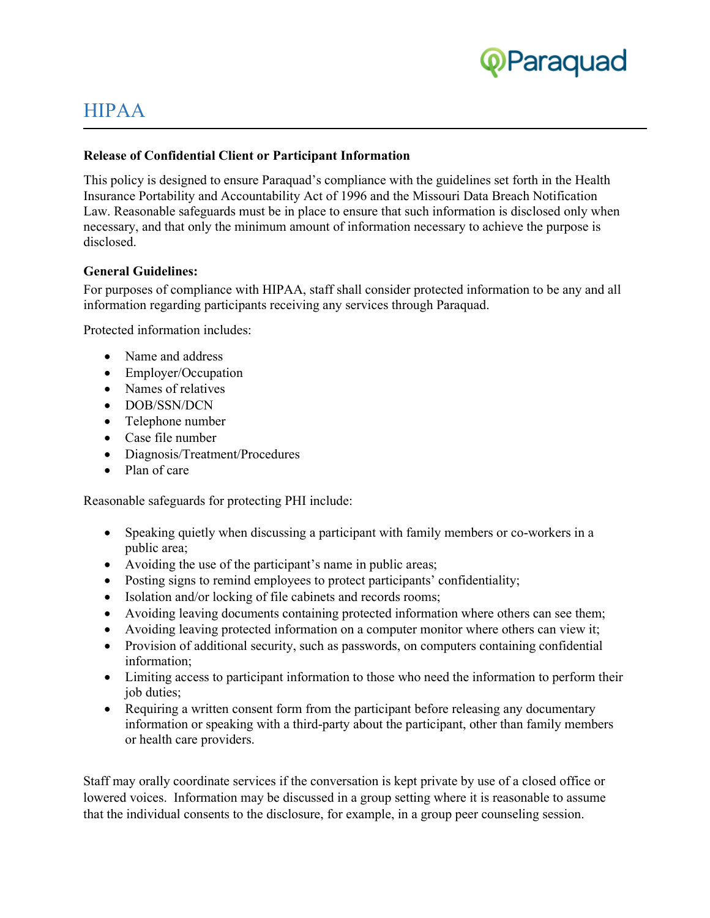# HIPAA

**Release of Confidential Client or Participant Information**

This policy is designed to ensure Paraquad's compliance with the guidelines set forth in the Health Insurance Portability and Accountability Act of 1996 and the Missouri Data Breach Notification Law. Reasonable safeguards must be in place to ensure that such information is disclosed only when necessary, and that only the minimum amount of information necessary to achieve the purpose is disclosed.

**General Guidelines:**

For purposes of compliance with HIPAA, staff shall consider protected information to be any and all information regarding participants receiving any services through Paraquad.

Protected information includes:

- Name and address
- Employer/Occupation
- Names of relatives
- DOB/SSN/DCN
- Telephone number
- Case file number
- Diagnosis/Treatment/Procedures
- Plan of care

Reasonable safeguards for protecting PHI include:

- Speaking quietly when discussing a participant with family members or co-workers in a public area;
- Avoiding the use of the participant's name in public areas;
- Posting signs to remind employees to protect participants' confidentiality;
- Isolation and/or locking of file cabinets and records rooms;
- Avoiding leaving documents containing protected information where others can see them;
- Avoiding leaving protected information on a computer monitor where others can view it;
- Provision of additional security, such as passwords, on computers containing confidential information;
- Limiting access to participant information to those who need the information to perform their job duties;
- Requiring a written consent form from the participant before releasing any documentary information or speaking with a third-party about the participant, other than family members or health care providers.

Staff may orally coordinate services if the conversation is kept private by use of a closed office or lowered voices. Information may be discussed in a group setting where it is reasonable to assume that the individual consents to the disclosure, for example, in a group peer counseling session.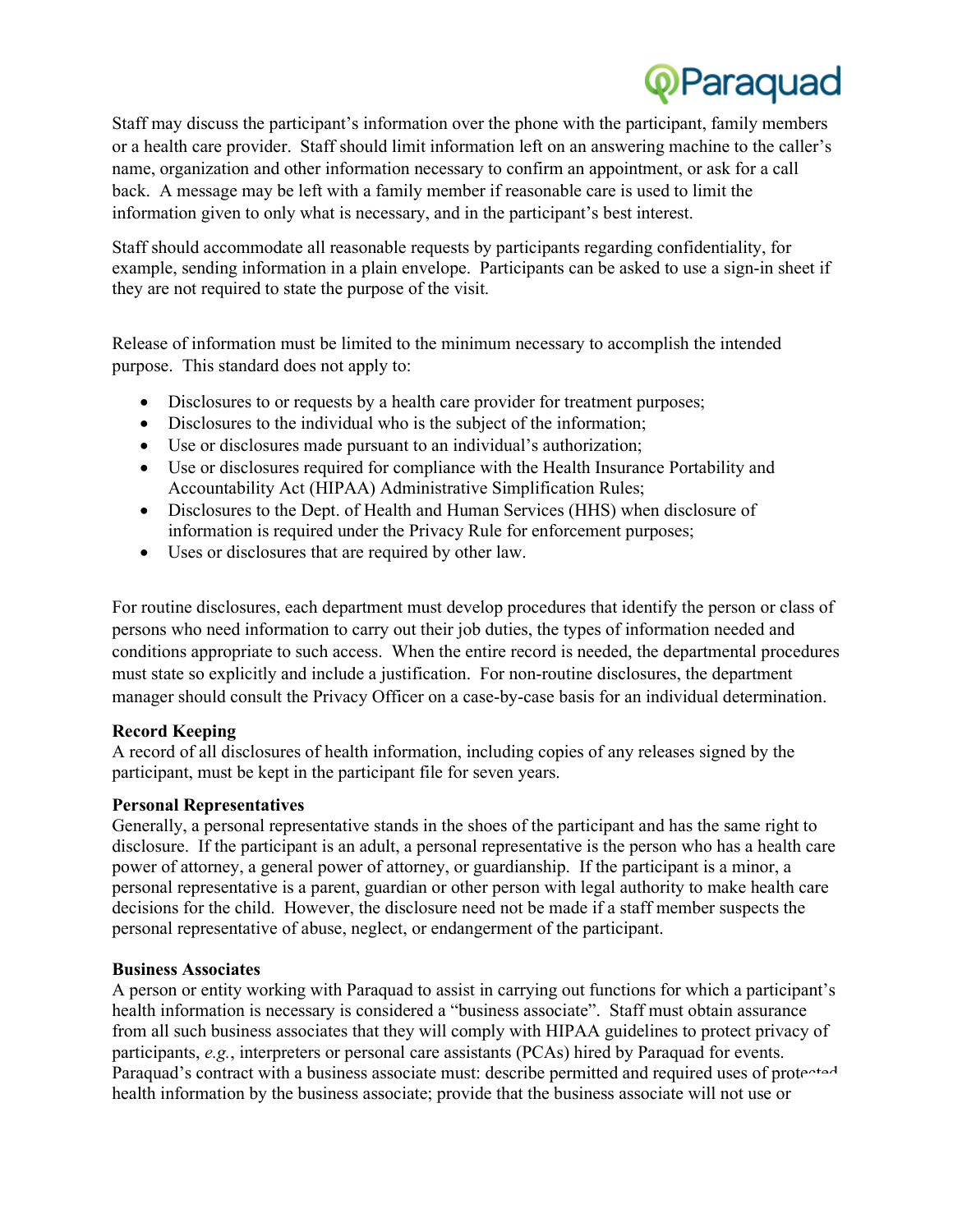Staff may discuss the participant's information over the phone with the participant, family members or a health care provider. Staff should limit information left on an answering machine to the caller's name, organization and other information necessary to confirm an appointment, or ask for a call back. A message may be left with a family member if reasonable care is used to limit the information given to only what is necessary, and in the participant's best interest.

Staff should accommodate all reasonable requests by participants regarding confidentiality, for example, sending information in a plain envelope. Participants can be asked to use a sign-in sheet if they are not required to state the purpose of the visit.

Release of information must be limited to the minimum necessary to accomplish the intended purpose. This standard does not apply to:

- Disclosures to or requests by a health care provider for treatment purposes;
- Disclosures to the individual who is the subject of the information;
- Use or disclosures made pursuant to an individual's authorization;
- Use or disclosures required for compliance with the Health Insurance Portability and Accountability Act (HIPAA) Administrative Simplification Rules;
- Disclosures to the Dept. of Health and Human Services (HHS) when disclosure of information is required under the Privacy Rule for enforcement purposes;
- Uses or disclosures that are required by other law.

For routine disclosures, each department must develop procedures that identify the person or class of persons who need information to carry out their job duties, the types of information needed and conditions appropriate to such access. When the entire record is needed, the departmental procedures must state so explicitly and include a justification. For non-routine disclosures, the department manager should consult the Privacy Officer on a case-by-case basis for an individual determination.

**Record Keeping**
A record of all disclosures of health information, including copies of any releases signed by the participant, must be kept in the participant file for seven years.

**Personal Representatives**
Generally, a personal representative stands in the shoes of the participant and has the same right to disclosure. If the participant is an adult, a personal representative is the person who has a health care power of attorney, a general power of attorney, or guardianship. If the participant is a minor, a personal representative is a parent, guardian or other person with legal authority to make health care decisions for the child. However, the disclosure need not be made if a staff member suspects the personal representative of abuse, neglect, or endangerment of the participant.

**Business Associates**
A person or entity working with Paraquad to assist in carrying out functions for which a participant's health information is necessary is considered a "business associate". Staff must obtain assurance from all such business associates that they will comply with HIPAA guidelines to protect privacy of participants, *e.g.*, interpreters or personal care assistants (PCAs) hired by Paraquad for events. Paraquad's contract with a business associate must: describe permitted and required uses of protected health information by the business associate; provide that the business associate will not use or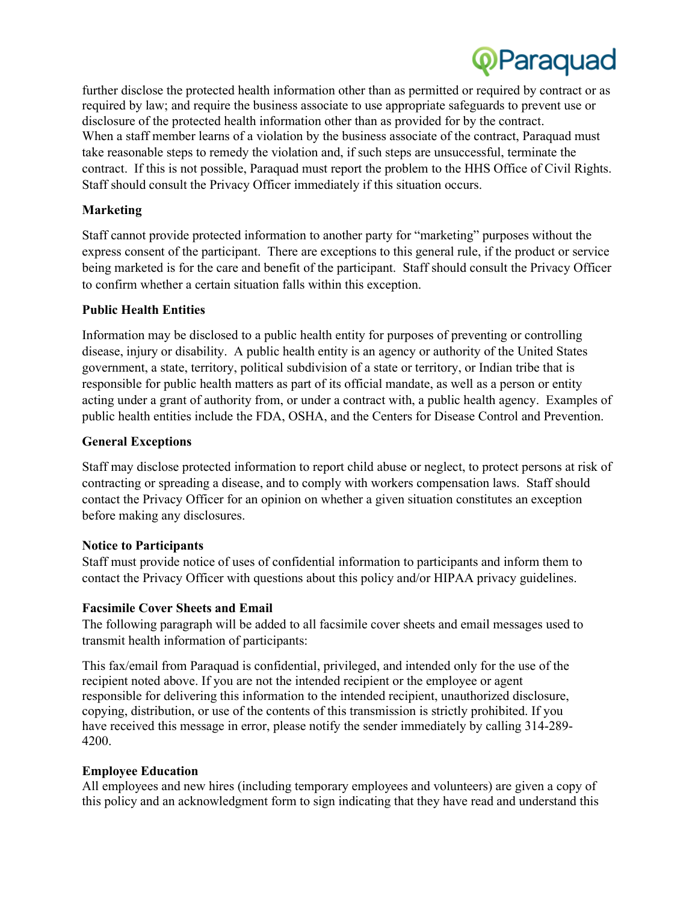further disclose the protected health information other than as permitted or required by contract or as required by law; and require the business associate to use appropriate safeguards to prevent use or disclosure of the protected health information other than as provided for by the contract.
When a staff member learns of a violation by the business associate of the contract, Paraquad must take reasonable steps to remedy the violation and, if such steps are unsuccessful, terminate the contract. If this is not possible, Paraquad must report the problem to the HHS Office of Civil Rights. Staff should consult the Privacy Officer immediately if this situation occurs.

**Marketing**

Staff cannot provide protected information to another party for "marketing" purposes without the express consent of the participant. There are exceptions to this general rule, if the product or service being marketed is for the care and benefit of the participant. Staff should consult the Privacy Officer to confirm whether a certain situation falls within this exception.

**Public Health Entities**

Information may be disclosed to a public health entity for purposes of preventing or controlling disease, injury or disability. A public health entity is an agency or authority of the United States government, a state, territory, political subdivision of a state or territory, or Indian tribe that is responsible for public health matters as part of its official mandate, as well as a person or entity acting under a grant of authority from, or under a contract with, a public health agency. Examples of public health entities include the FDA, OSHA, and the Centers for Disease Control and Prevention.

**General Exceptions**

Staff may disclose protected information to report child abuse or neglect, to protect persons at risk of contracting or spreading a disease, and to comply with workers compensation laws. Staff should contact the Privacy Officer for an opinion on whether a given situation constitutes an exception before making any disclosures.

**Notice to Participants**

Staff must provide notice of uses of confidential information to participants and inform them to contact the Privacy Officer with questions about this policy and/or HIPAA privacy guidelines.

**Facsimile Cover Sheets and Email**

The following paragraph will be added to all facsimile cover sheets and email messages used to transmit health information of participants:

This fax/email from Paraquad is confidential, privileged, and intended only for the use of the recipient noted above. If you are not the intended recipient or the employee or agent responsible for delivering this information to the intended recipient, unauthorized disclosure, copying, distribution, or use of the contents of this transmission is strictly prohibited. If you have received this message in error, please notify the sender immediately by calling 314-289-4200.

**Employee Education**

All employees and new hires (including temporary employees and volunteers) are given a copy of this policy and an acknowledgment form to sign indicating that they have read and understand this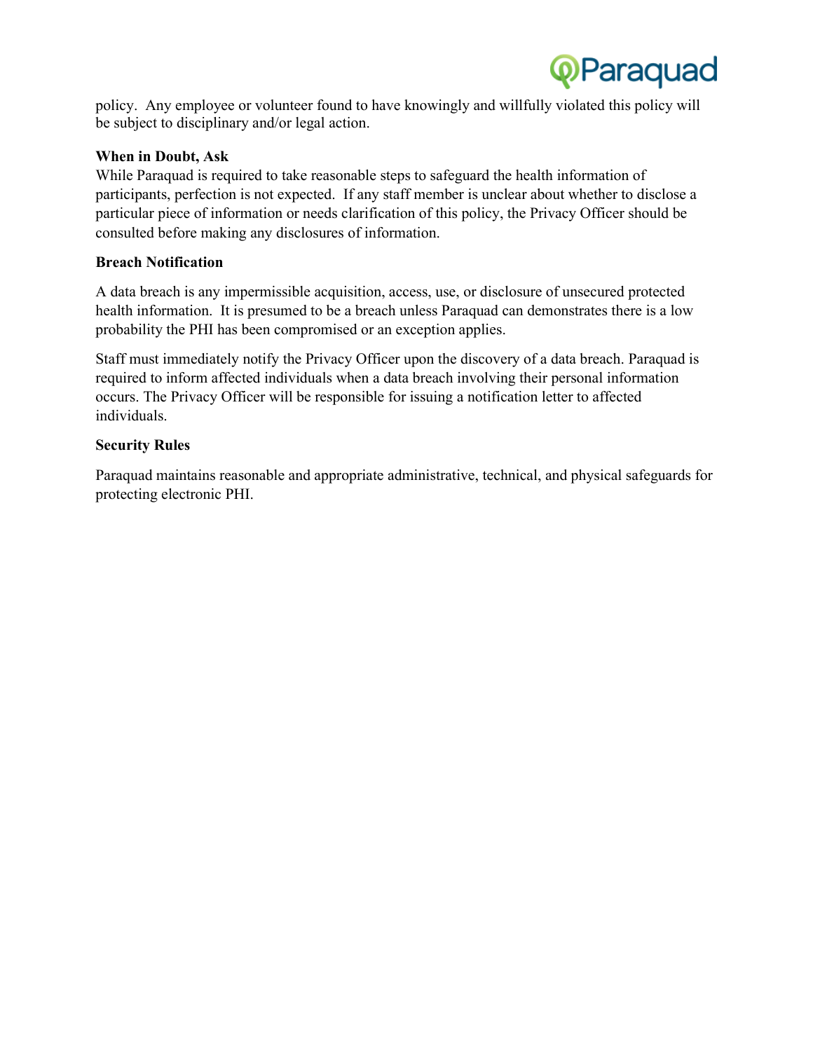policy. Any employee or volunteer found to have knowingly and willfully violated this policy will be subject to disciplinary and/or legal action.

**When in Doubt, Ask**

While Paraquad is required to take reasonable steps to safeguard the health information of participants, perfection is not expected. If any staff member is unclear about whether to disclose a particular piece of information or needs clarification of this policy, the Privacy Officer should be consulted before making any disclosures of information.

**Breach Notification**

A data breach is any impermissible acquisition, access, use, or disclosure of unsecured protected health information. It is presumed to be a breach unless Paraquad can demonstrates there is a low probability the PHI has been compromised or an exception applies.

Staff must immediately notify the Privacy Officer upon the discovery of a data breach. Paraquad is required to inform affected individuals when a data breach involving their personal information occurs. The Privacy Officer will be responsible for issuing a notification letter to affected individuals.

**Security Rules**

Paraquad maintains reasonable and appropriate administrative, technical, and physical safeguards for protecting electronic PHI.